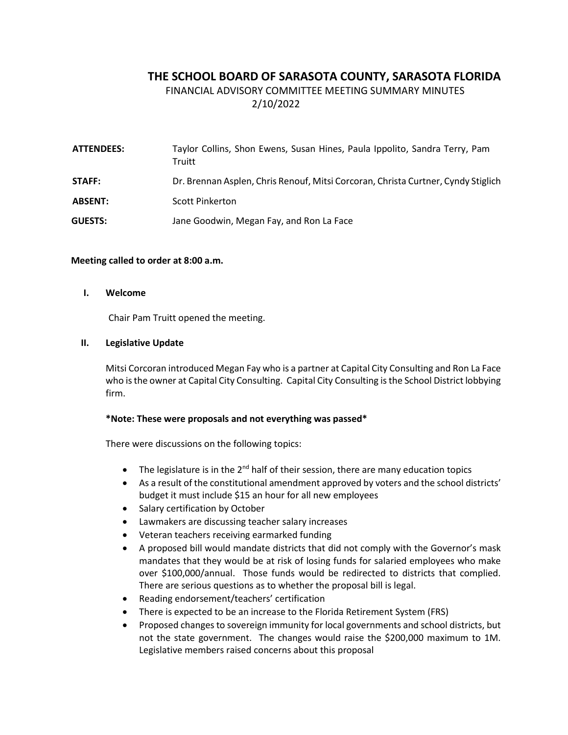# THE SCHOOL BOARD OF SARASOTA COUNTY, SARASOTA FLORIDA

FINANCIAL ADVISORY COMMITTEE MEETING SUMMARY MINUTES
2/10/2022

| | |
|---|---|
| **ATTENDEES:** | Taylor Collins, Shon Ewens, Susan Hines, Paula Ippolito, Sandra Terry, Pam Truitt |
| **STAFF:** | Dr. Brennan Asplen, Chris Renouf, Mitsi Corcoran, Christa Curtner, Cyndy Stiglich |
| **ABSENT:** | Scott Pinkerton |
| **GUESTS:** | Jane Goodwin, Megan Fay, and Ron La Face |

**Meeting called to order at 8:00 a.m.**

## I. Welcome

Chair Pam Truitt opened the meeting.

## II. Legislative Update

Mitsi Corcoran introduced Megan Fay who is a partner at Capital City Consulting and Ron La Face who is the owner at Capital City Consulting. Capital City Consulting is the School District lobbying firm.

**\*Note: These were proposals and not everything was passed\***

There were discussions on the following topics:

- The legislature is in the 2nd half of their session, there are many education topics
- As a result of the constitutional amendment approved by voters and the school districts' budget it must include $15 an hour for all new employees
- Salary certification by October
- Lawmakers are discussing teacher salary increases
- Veteran teachers receiving earmarked funding
- A proposed bill would mandate districts that did not comply with the Governor's mask mandates that they would be at risk of losing funds for salaried employees who make over $100,000/annual. Those funds would be redirected to districts that complied. There are serious questions as to whether the proposal bill is legal.
- Reading endorsement/teachers' certification
- There is expected to be an increase to the Florida Retirement System (FRS)
- Proposed changes to sovereign immunity for local governments and school districts, but not the state government. The changes would raise the $200,000 maximum to 1M. Legislative members raised concerns about this proposal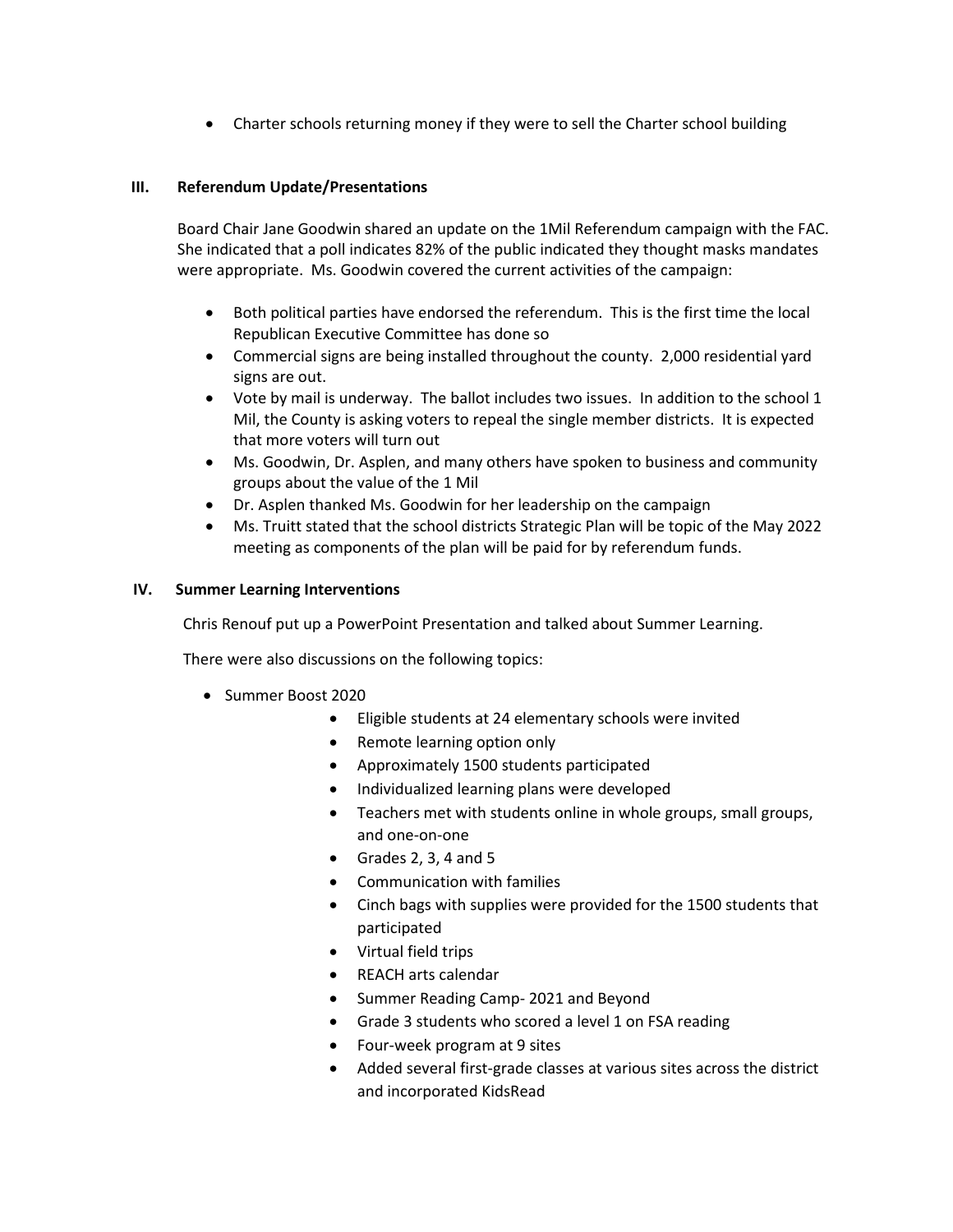- Charter schools returning money if they were to sell the Charter school building

## III. Referendum Update/Presentations

Board Chair Jane Goodwin shared an update on the 1Mil Referendum campaign with the FAC. She indicated that a poll indicates 82% of the public indicated they thought masks mandates were appropriate. Ms. Goodwin covered the current activities of the campaign:

- Both political parties have endorsed the referendum. This is the first time the local Republican Executive Committee has done so
- Commercial signs are being installed throughout the county. 2,000 residential yard signs are out.
- Vote by mail is underway. The ballot includes two issues. In addition to the school 1 Mil, the County is asking voters to repeal the single member districts. It is expected that more voters will turn out
- Ms. Goodwin, Dr. Asplen, and many others have spoken to business and community groups about the value of the 1 Mil
- Dr. Asplen thanked Ms. Goodwin for her leadership on the campaign
- Ms. Truitt stated that the school districts Strategic Plan will be topic of the May 2022 meeting as components of the plan will be paid for by referendum funds.

## IV. Summer Learning Interventions

Chris Renouf put up a PowerPoint Presentation and talked about Summer Learning.

There were also discussions on the following topics:

- Summer Boost 2020
    - Eligible students at 24 elementary schools were invited
    - Remote learning option only
    - Approximately 1500 students participated
    - Individualized learning plans were developed
    - Teachers met with students online in whole groups, small groups, and one-on-one
    - Grades 2, 3, 4 and 5
    - Communication with families
    - Cinch bags with supplies were provided for the 1500 students that participated
    - Virtual field trips
    - REACH arts calendar
    - Summer Reading Camp- 2021 and Beyond
    - Grade 3 students who scored a level 1 on FSA reading
    - Four-week program at 9 sites
    - Added several first-grade classes at various sites across the district and incorporated KidsRead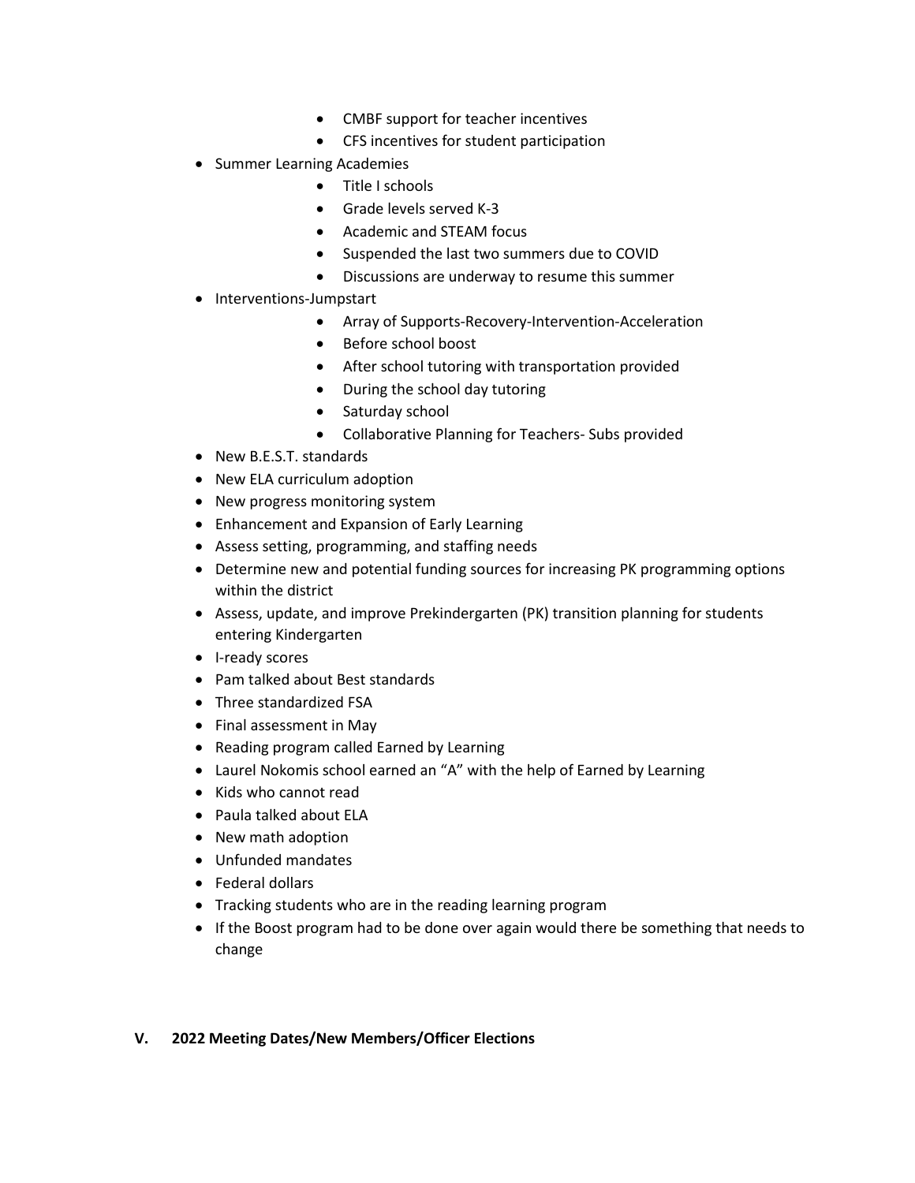- CMBF support for teacher incentives
  - CFS incentives for student participation
- Summer Learning Academies
  - Title I schools
  - Grade levels served K-3
  - Academic and STEAM focus
  - Suspended the last two summers due to COVID
  - Discussions are underway to resume this summer
- Interventions-Jumpstart
  - Array of Supports-Recovery-Intervention-Acceleration
  - Before school boost
  - After school tutoring with transportation provided
  - During the school day tutoring
  - Saturday school
  - Collaborative Planning for Teachers- Subs provided
- New B.E.S.T. standards
- New ELA curriculum adoption
- New progress monitoring system
- Enhancement and Expansion of Early Learning
- Assess setting, programming, and staffing needs
- Determine new and potential funding sources for increasing PK programming options within the district
- Assess, update, and improve Prekindergarten (PK) transition planning for students entering Kindergarten
- I-ready scores
- Pam talked about Best standards
- Three standardized FSA
- Final assessment in May
- Reading program called Earned by Learning
- Laurel Nokomis school earned an "A" with the help of Earned by Learning
- Kids who cannot read
- Paula talked about ELA
- New math adoption
- Unfunded mandates
- Federal dollars
- Tracking students who are in the reading learning program
- If the Boost program had to be done over again would there be something that needs to change

## V. 2022 Meeting Dates/New Members/Officer Elections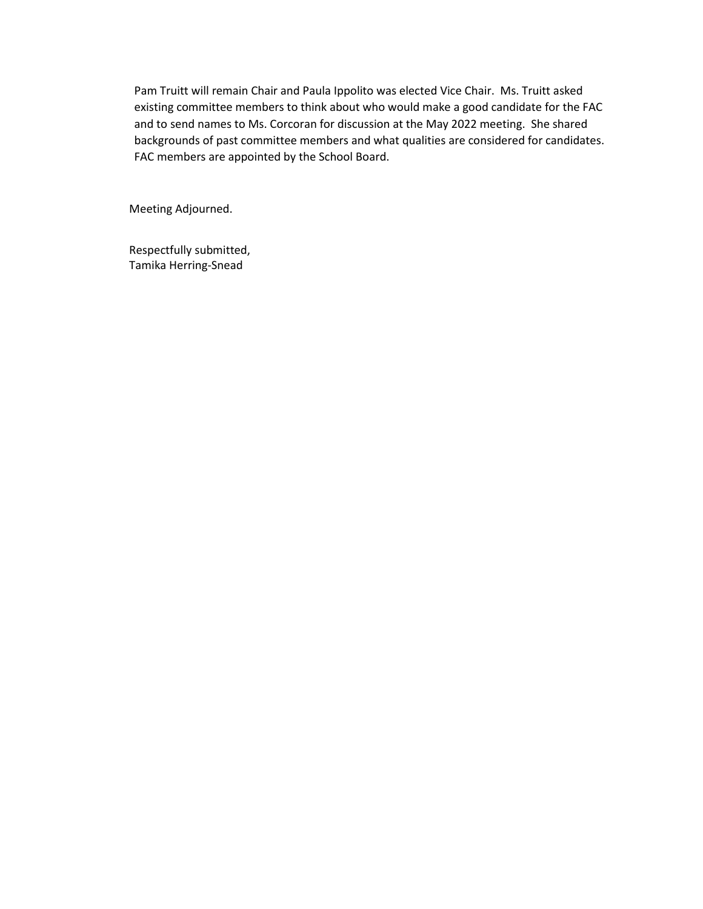Pam Truitt will remain Chair and Paula Ippolito was elected Vice Chair. Ms. Truitt asked existing committee members to think about who would make a good candidate for the FAC and to send names to Ms. Corcoran for discussion at the May 2022 meeting. She shared backgrounds of past committee members and what qualities are considered for candidates. FAC members are appointed by the School Board.

Meeting Adjourned.

Respectfully submitted,
Tamika Herring-Snead